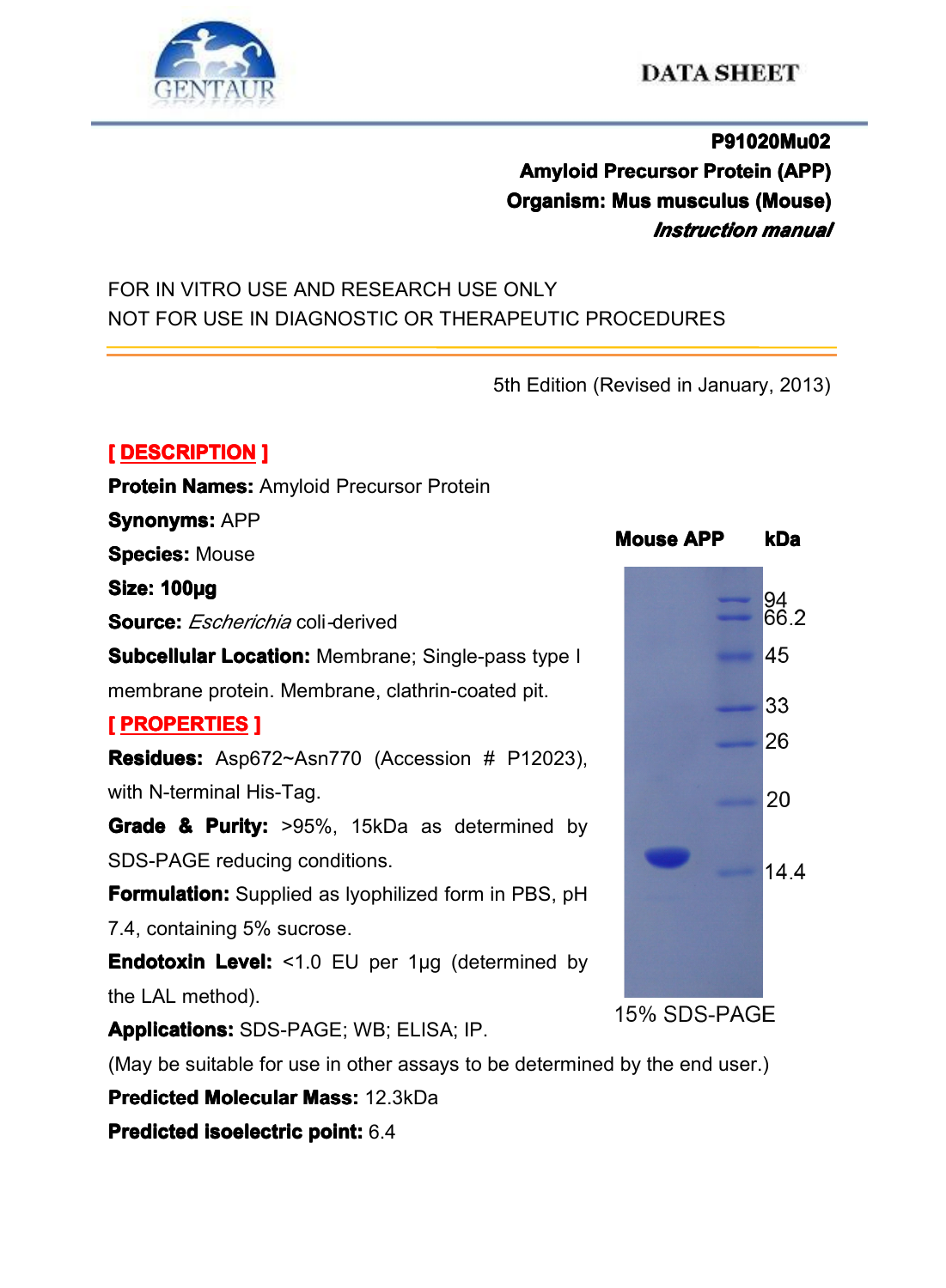**DATA SHEET**

**P91020Mu02**

**Amyloid Precursor Protein (APP)**

**Organism: Mus musculus (Mouse)**

***Instruction manual***

FOR IN VITRO USE AND RESEARCH USE ONLY
NOT FOR USE IN DIAGNOSTIC OR THERAPEUTIC PROCEDURES

5th Edition (Revised in January, 2013)

## [ DESCRIPTION ]

**Protein Names:** Amyloid Precursor Protein

**Synonyms:** APP

**Species:** Mouse

**Size: 100µg**

**Source:** *Escherichia* coli-derived

**Subcellular Location:** Membrane; Single-pass type I membrane protein. Membrane, clathrin-coated pit.

## [ PROPERTIES ]

**Residues:** Asp672~Asn770 (Accession # P12023), with N-terminal His-Tag.

**Grade & Purity:** >95%, 15kDa as determined by SDS-PAGE reducing conditions.

**Formulation:** Supplied as lyophilized form in PBS, pH 7.4, containing 5% sucrose.

**Endotoxin Level:** <1.0 EU per 1µg (determined by the LAL method).

**Applications:** SDS-PAGE; WB; ELISA; IP.

(May be suitable for use in other assays to be determined by the end user.)

**Predicted Molecular Mass:** 12.3kDa

**Predicted isoelectric point:** 6.4

**Mouse APP** **kDa**

94
66.2
45
33
26
20
14.4

15% SDS-PAGE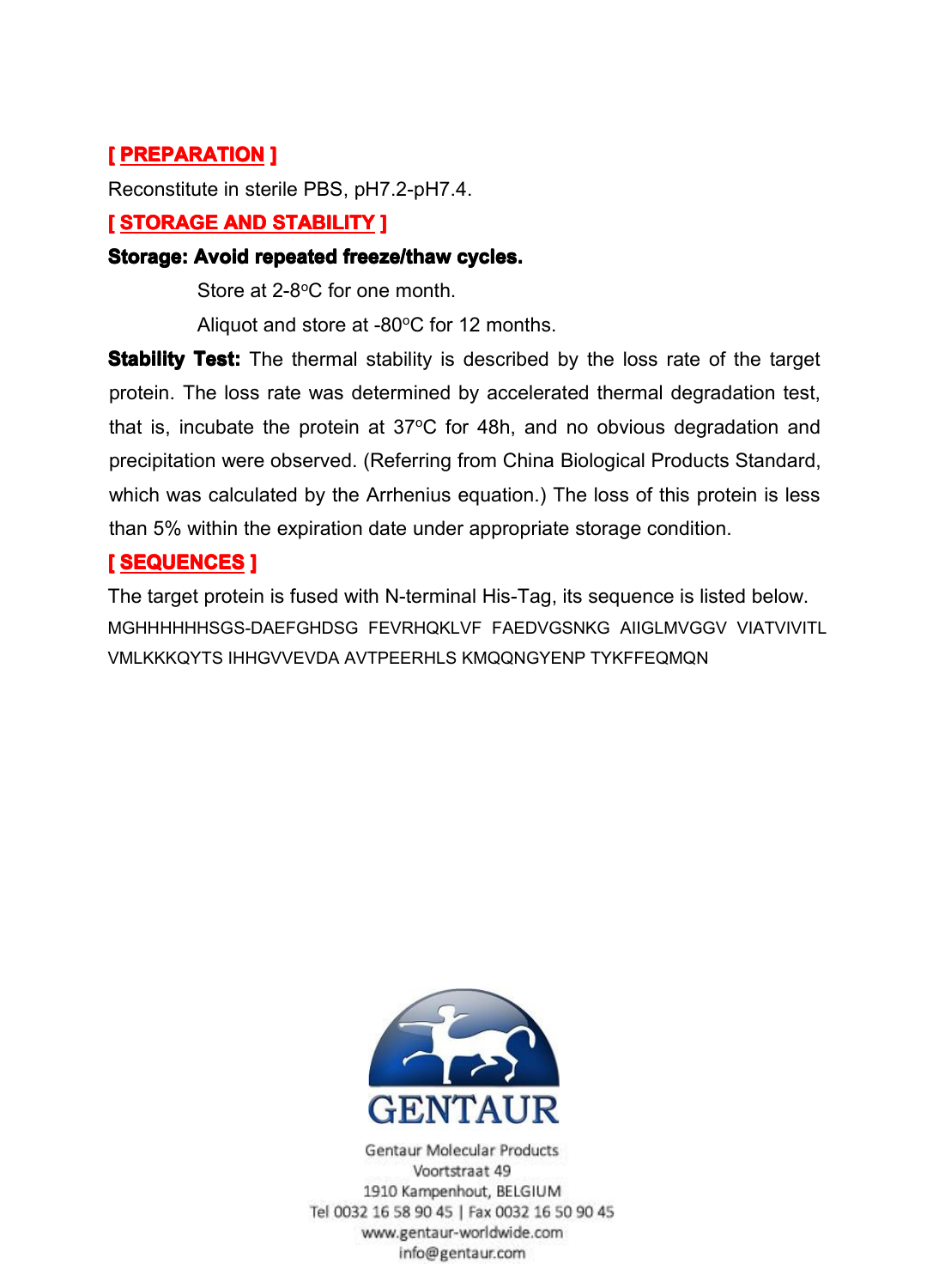## [ PREPARATION ]

Reconstitute in sterile PBS, pH7.2-pH7.4.

## [ STORAGE AND STABILITY ]

**Storage: Avoid repeated freeze/thaw cycles.**

Store at 2-8$^{o}$C for one month.

Aliquot and store at -80$^{o}$C for 12 months.

**Stability Test:** The thermal stability is described by the loss rate of the target protein. The loss rate was determined by accelerated thermal degradation test, that is, incubate the protein at 37$^{o}$C for 48h, and no obvious degradation and precipitation were observed. (Referring from China Biological Products Standard, which was calculated by the Arrhenius equation.) The loss of this protein is less than 5% within the expiration date under appropriate storage condition.

## [ SEQUENCES ]

The target protein is fused with N-terminal His-Tag, its sequence is listed below.

MGHHHHHHSGS-DAEFGHDSG FEVRHQKLVF FAEDVGSNKG AIIGLMVGGV VIATVIVITL VMLKKKQYTS IHHGVVEVDA AVTPEERHLS KMQQNGYENP TYKFFEQMQN

GENTAUR

Gentaur Molecular Products
Voortstraat 49
1910 Kampenhout, BELGIUM
Tel 0032 16 58 90 45 | Fax 0032 16 50 90 45
www.gentaur-worldwide.com
info@gentaur.com